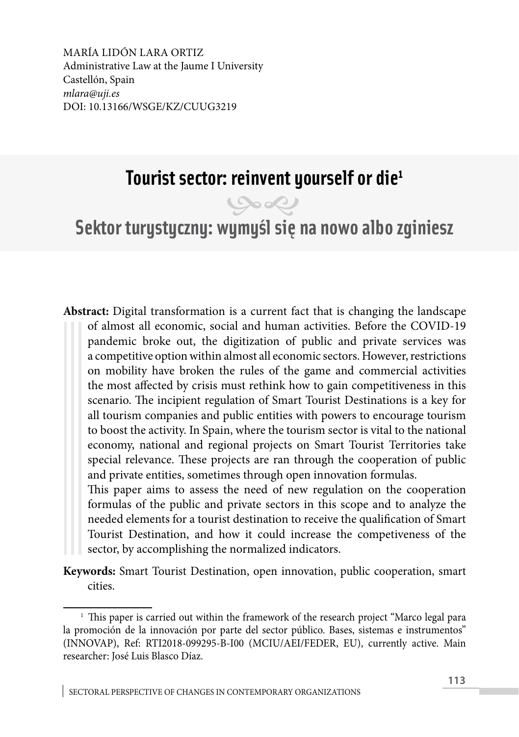MARÍA LIDÓN LARA ORTIZ
Administrative Law at the Jaume I University
Castellón, Spain
*mlara@uji.es*
DOI: 10.13166/WSGE/KZ/CUUG3219

# Tourist sector: reinvent yourself or die[1]

# Sektor turystyczny: wymyśl się na nowo albo zginiesz

**Abstract:** Digital transformation is a current fact that is changing the landscape of almost all economic, social and human activities. Before the COVID-19 pandemic broke out, the digitization of public and private services was a competitive option within almost all economic sectors. However, restrictions on mobility have broken the rules of the game and commercial activities the most affected by crisis must rethink how to gain competitiveness in this scenario. The incipient regulation of Smart Tourist Destinations is a key for all tourism companies and public entities with powers to encourage tourism to boost the activity. In Spain, where the tourism sector is vital to the national economy, national and regional projects on Smart Tourist Territories take special relevance. These projects are ran through the cooperation of public and private entities, sometimes through open innovation formulas.
This paper aims to assess the need of new regulation on the cooperation formulas of the public and private sectors in this scope and to analyze the needed elements for a tourist destination to receive the qualification of Smart Tourist Destination, and how it could increase the competiveness of the sector, by accomplishing the normalized indicators.

**Keywords:** Smart Tourist Destination, open innovation, public cooperation, smart cities.

[1] This paper is carried out within the framework of the research project "Marco legal para la promoción de la innovación por parte del sector público. Bases, sistemas e instrumentos" (INNOVAP), Ref: RTI2018-099295-B-I00 (MCIU/AEI/FEDER, EU), currently active. Main researcher: José Luis Blasco Díaz.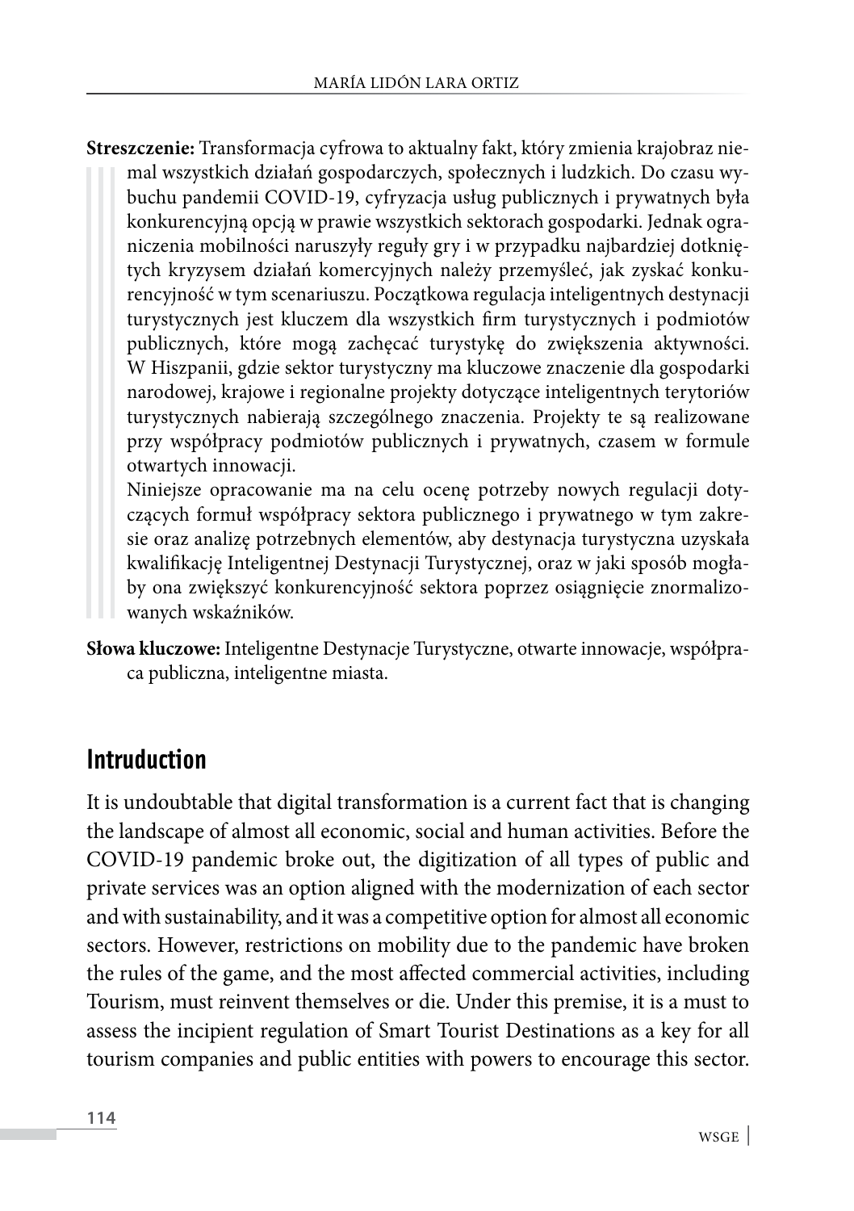**Streszczenie:** Transformacja cyfrowa to aktualny fakt, który zmienia krajobraz niemal wszystkich działań gospodarczych, społecznych i ludzkich. Do czasu wybuchu pandemii COVID-19, cyfryzacja usług publicznych i prywatnych była konkurencyjną opcją w prawie wszystkich sektorach gospodarki. Jednak ograniczenia mobilności naruszyły reguły gry i w przypadku najbardziej dotkniętych kryzysem działań komercyjnych należy przemyśleć, jak zyskać konkurencyjność w tym scenariuszu. Początkowa regulacja inteligentnych destynacji turystycznych jest kluczem dla wszystkich firm turystycznych i podmiotów publicznych, które mogą zachęcać turystykę do zwiększenia aktywności. W Hiszpanii, gdzie sektor turystyczny ma kluczowe znaczenie dla gospodarki narodowej, krajowe i regionalne projekty dotyczące inteligentnych terytoriów turystycznych nabierają szczególnego znaczenia. Projekty te są realizowane przy współpracy podmiotów publicznych i prywatnych, czasem w formule otwartych innowacji.

Niniejsze opracowanie ma na celu ocenę potrzeby nowych regulacji dotyczących formuł współpracy sektora publicznego i prywatnego w tym zakresie oraz analizę potrzebnych elementów, aby destynacja turystyczna uzyskała kwalifikację Inteligentnej Destynacji Turystycznej, oraz w jaki sposób mogłaby ona zwiększyć konkurencyjność sektora poprzez osiągnięcie znormalizowanych wskaźników.

**Słowa kluczowe:** Inteligentne Destynacje Turystyczne, otwarte innowacje, współpraca publiczna, inteligentne miasta.

## Intruduction

It is undoubtable that digital transformation is a current fact that is changing the landscape of almost all economic, social and human activities. Before the COVID-19 pandemic broke out, the digitization of all types of public and private services was an option aligned with the modernization of each sector and with sustainability, and it was a competitive option for almost all economic sectors. However, restrictions on mobility due to the pandemic have broken the rules of the game, and the most affected commercial activities, including Tourism, must reinvent themselves or die. Under this premise, it is a must to assess the incipient regulation of Smart Tourist Destinations as a key for all tourism companies and public entities with powers to encourage this sector.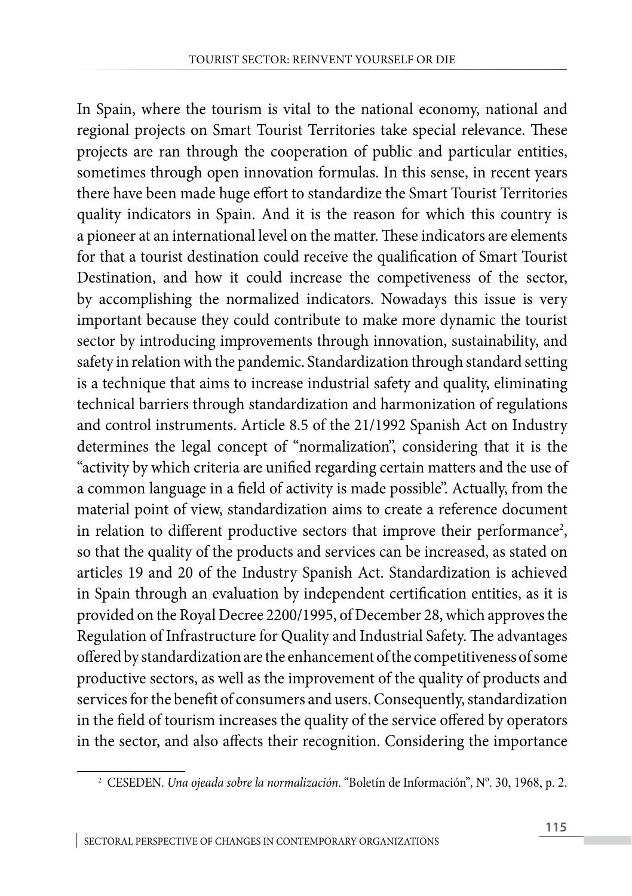In Spain, where the tourism is vital to the national economy, national and regional projects on Smart Tourist Territories take special relevance. These projects are ran through the cooperation of public and particular entities, sometimes through open innovation formulas. In this sense, in recent years there have been made huge effort to standardize the Smart Tourist Territories quality indicators in Spain. And it is the reason for which this country is a pioneer at an international level on the matter. These indicators are elements for that a tourist destination could receive the qualification of Smart Tourist Destination, and how it could increase the competiveness of the sector, by accomplishing the normalized indicators. Nowadays this issue is very important because they could contribute to make more dynamic the tourist sector by introducing improvements through innovation, sustainability, and safety in relation with the pandemic. Standardization through standard setting is a technique that aims to increase industrial safety and quality, eliminating technical barriers through standardization and harmonization of regulations and control instruments. Article 8.5 of the 21/1992 Spanish Act on Industry determines the legal concept of "normalization", considering that it is the "activity by which criteria are unified regarding certain matters and the use of a common language in a field of activity is made possible". Actually, from the material point of view, standardization aims to create a reference document in relation to different productive sectors that improve their performance[2], so that the quality of the products and services can be increased, as stated on articles 19 and 20 of the Industry Spanish Act. Standardization is achieved in Spain through an evaluation by independent certification entities, as it is provided on the Royal Decree 2200/1995, of December 28, which approves the Regulation of Infrastructure for Quality and Industrial Safety. The advantages offered by standardization are the enhancement of the competitiveness of some productive sectors, as well as the improvement of the quality of products and services for the benefit of consumers and users. Consequently, standardization in the field of tourism increases the quality of the service offered by operators in the sector, and also affects their recognition. Considering the importance

[2] CESEDEN. *Una ojeada sobre la normalización*. "Boletín de Información", Nº. 30, 1968, p. 2.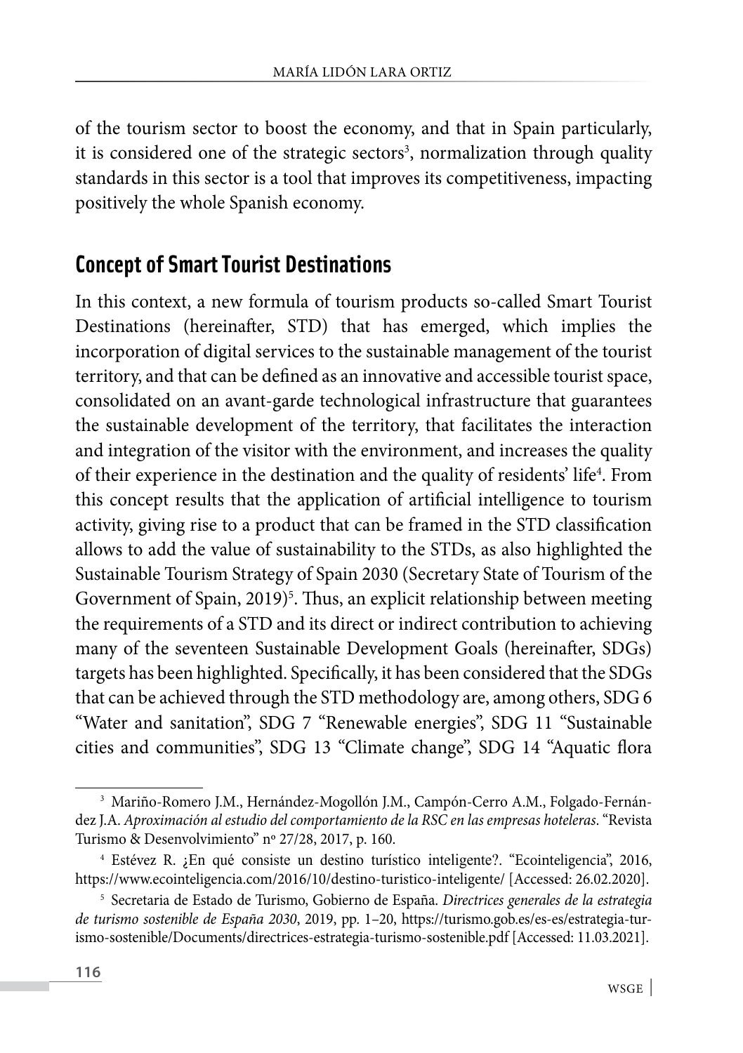of the tourism sector to boost the economy, and that in Spain particularly, it is considered one of the strategic sectors[3], normalization through quality standards in this sector is a tool that improves its competitiveness, impacting positively the whole Spanish economy.

## Concept of Smart Tourist Destinations

In this context, a new formula of tourism products so-called Smart Tourist Destinations (hereinafter, STD) that has emerged, which implies the incorporation of digital services to the sustainable management of the tourist territory, and that can be defined as an innovative and accessible tourist space, consolidated on an avant-garde technological infrastructure that guarantees the sustainable development of the territory, that facilitates the interaction and integration of the visitor with the environment, and increases the quality of their experience in the destination and the quality of residents' life[4]. From this concept results that the application of artificial intelligence to tourism activity, giving rise to a product that can be framed in the STD classification allows to add the value of sustainability to the STDs, as also highlighted the Sustainable Tourism Strategy of Spain 2030 (Secretary State of Tourism of the Government of Spain, 2019)[5]. Thus, an explicit relationship between meeting the requirements of a STD and its direct or indirect contribution to achieving many of the seventeen Sustainable Development Goals (hereinafter, SDGs) targets has been highlighted. Specifically, it has been considered that the SDGs that can be achieved through the STD methodology are, among others, SDG 6 "Water and sanitation", SDG 7 "Renewable energies", SDG 11 "Sustainable cities and communities", SDG 13 "Climate change", SDG 14 "Aquatic flora

---

[3] Mariño-Romero J.M., Hernández-Mogollón J.M., Campón-Cerro A.M., Folgado-Fernández J.A. *Aproximación al estudio del comportamiento de la RSC en las empresas hoteleras*. "Revista Turismo & Desenvolvimiento" nº 27/28, 2017, p. 160.

[4] Estévez R. ¿En qué consiste un destino turístico inteligente?. "Ecointeligencia", 2016, https://www.ecointeligencia.com/2016/10/destino-turistico-inteligente/ [Accessed: 26.02.2020].

[5] Secretaria de Estado de Turismo, Gobierno de España. *Directrices generales de la estrategia de turismo sostenible de España 2030*, 2019, pp. 1–20, https://turismo.gob.es/es-es/estrategia-turismo-sostenible/Documents/directrices-estrategia-turismo-sostenible.pdf [Accessed: 11.03.2021].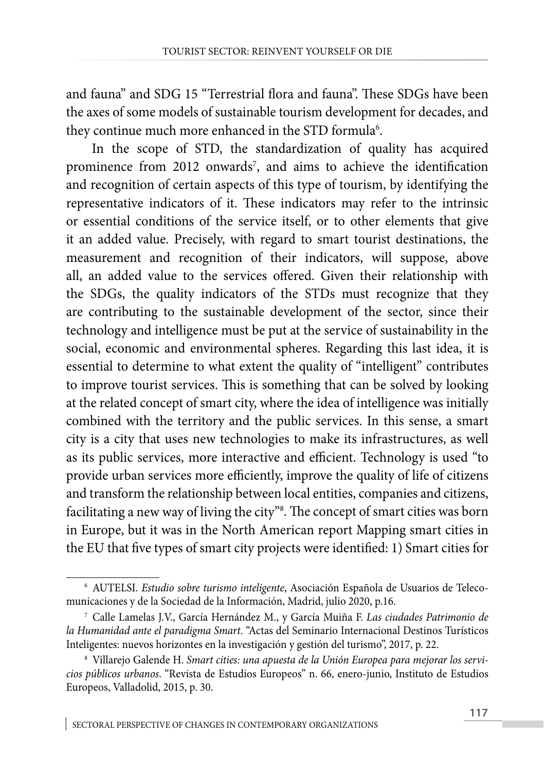and fauna" and SDG 15 "Terrestrial flora and fauna". These SDGs have been the axes of some models of sustainable tourism development for decades, and they continue much more enhanced in the STD formula[6].

In the scope of STD, the standardization of quality has acquired prominence from 2012 onwards[7], and aims to achieve the identification and recognition of certain aspects of this type of tourism, by identifying the representative indicators of it. These indicators may refer to the intrinsic or essential conditions of the service itself, or to other elements that give it an added value. Precisely, with regard to smart tourist destinations, the measurement and recognition of their indicators, will suppose, above all, an added value to the services offered. Given their relationship with the SDGs, the quality indicators of the STDs must recognize that they are contributing to the sustainable development of the sector, since their technology and intelligence must be put at the service of sustainability in the social, economic and environmental spheres. Regarding this last idea, it is essential to determine to what extent the quality of "intelligent" contributes to improve tourist services. This is something that can be solved by looking at the related concept of smart city, where the idea of intelligence was initially combined with the territory and the public services. In this sense, a smart city is a city that uses new technologies to make its infrastructures, as well as its public services, more interactive and efficient. Technology is used "to provide urban services more efficiently, improve the quality of life of citizens and transform the relationship between local entities, companies and citizens, facilitating a new way of living the city"[8]. The concept of smart cities was born in Europe, but it was in the North American report Mapping smart cities in the EU that five types of smart city projects were identified: 1) Smart cities for

---

[6] AUTELSI. *Estudio sobre turismo inteligente*, Asociación Española de Usuarios de Telecomunicaciones y de la Sociedad de la Información, Madrid, julio 2020, p.16.

[7] Calle Lamelas J.V., García Hernández M., y García Muiña F. *Las ciudades Patrimonio de la Humanidad ante el paradigma Smart*. "Actas del Seminario Internacional Destinos Turísticos Inteligentes: nuevos horizontes en la investigación y gestión del turismo", 2017, p. 22.

[8] Villarejo Galende H. *Smart cities: una apuesta de la Unión Europea para mejorar los servicios públicos urbanos*. "Revista de Estudios Europeos" n. 66, enero-junio, Instituto de Estudios Europeos, Valladolid, 2015, p. 30.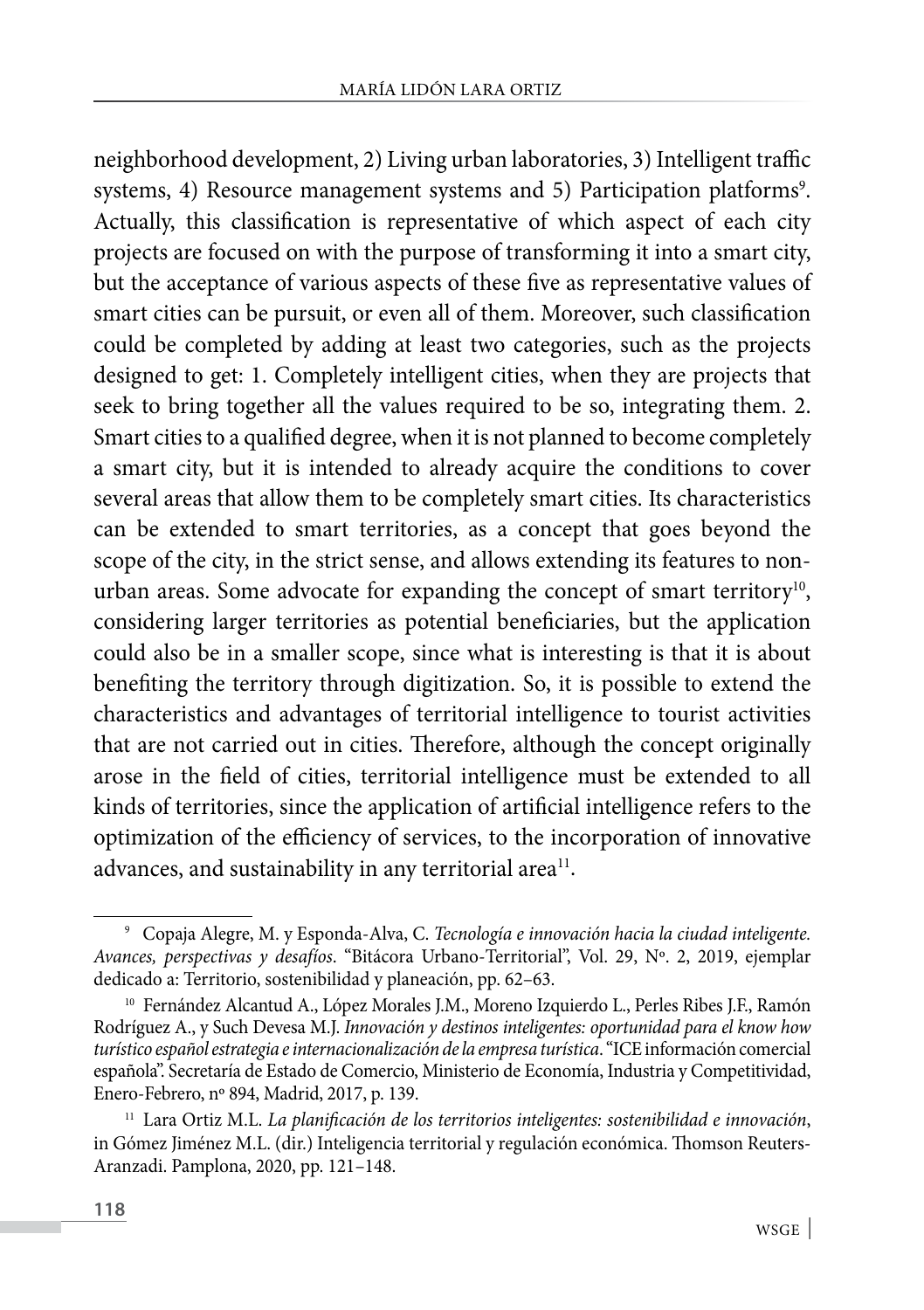neighborhood development, 2) Living urban laboratories, 3) Intelligent traffic systems, 4) Resource management systems and 5) Participation platforms[9]. Actually, this classification is representative of which aspect of each city projects are focused on with the purpose of transforming it into a smart city, but the acceptance of various aspects of these five as representative values of smart cities can be pursuit, or even all of them. Moreover, such classification could be completed by adding at least two categories, such as the projects designed to get: 1. Completely intelligent cities, when they are projects that seek to bring together all the values required to be so, integrating them. 2. Smart cities to a qualified degree, when it is not planned to become completely a smart city, but it is intended to already acquire the conditions to cover several areas that allow them to be completely smart cities. Its characteristics can be extended to smart territories, as a concept that goes beyond the scope of the city, in the strict sense, and allows extending its features to non-urban areas. Some advocate for expanding the concept of smart territory[10], considering larger territories as potential beneficiaries, but the application could also be in a smaller scope, since what is interesting is that it is about benefiting the territory through digitization. So, it is possible to extend the characteristics and advantages of territorial intelligence to tourist activities that are not carried out in cities. Therefore, although the concept originally arose in the field of cities, territorial intelligence must be extended to all kinds of territories, since the application of artificial intelligence refers to the optimization of the efficiency of services, to the incorporation of innovative advances, and sustainability in any territorial area[11].

---

[9] Copaja Alegre, M. y Esponda-Alva, C. *Tecnología e innovación hacia la ciudad inteligente. Avances, perspectivas y desafíos*. "Bitácora Urbano-Territorial", Vol. 29, Nº. 2, 2019, ejemplar dedicado a: Territorio, sostenibilidad y planeación, pp. 62–63.

[10] Fernández Alcantud A., López Morales J.M., Moreno Izquierdo L., Perles Ribes J.F., Ramón Rodríguez A., y Such Devesa M.J. *Innovación y destinos inteligentes: oportunidad para el know how turístico español estrategia e internacionalización de la empresa turística*. "ICE información comercial española". Secretaría de Estado de Comercio, Ministerio de Economía, Industria y Competitividad, Enero-Febrero, nº 894, Madrid, 2017, p. 139.

[11] Lara Ortiz M.L. *La planificación de los territorios inteligentes: sostenibilidad e innovación*, in Gómez Jiménez M.L. (dir.) Inteligencia territorial y regulación económica. Thomson Reuters-Aranzadi. Pamplona, 2020, pp. 121–148.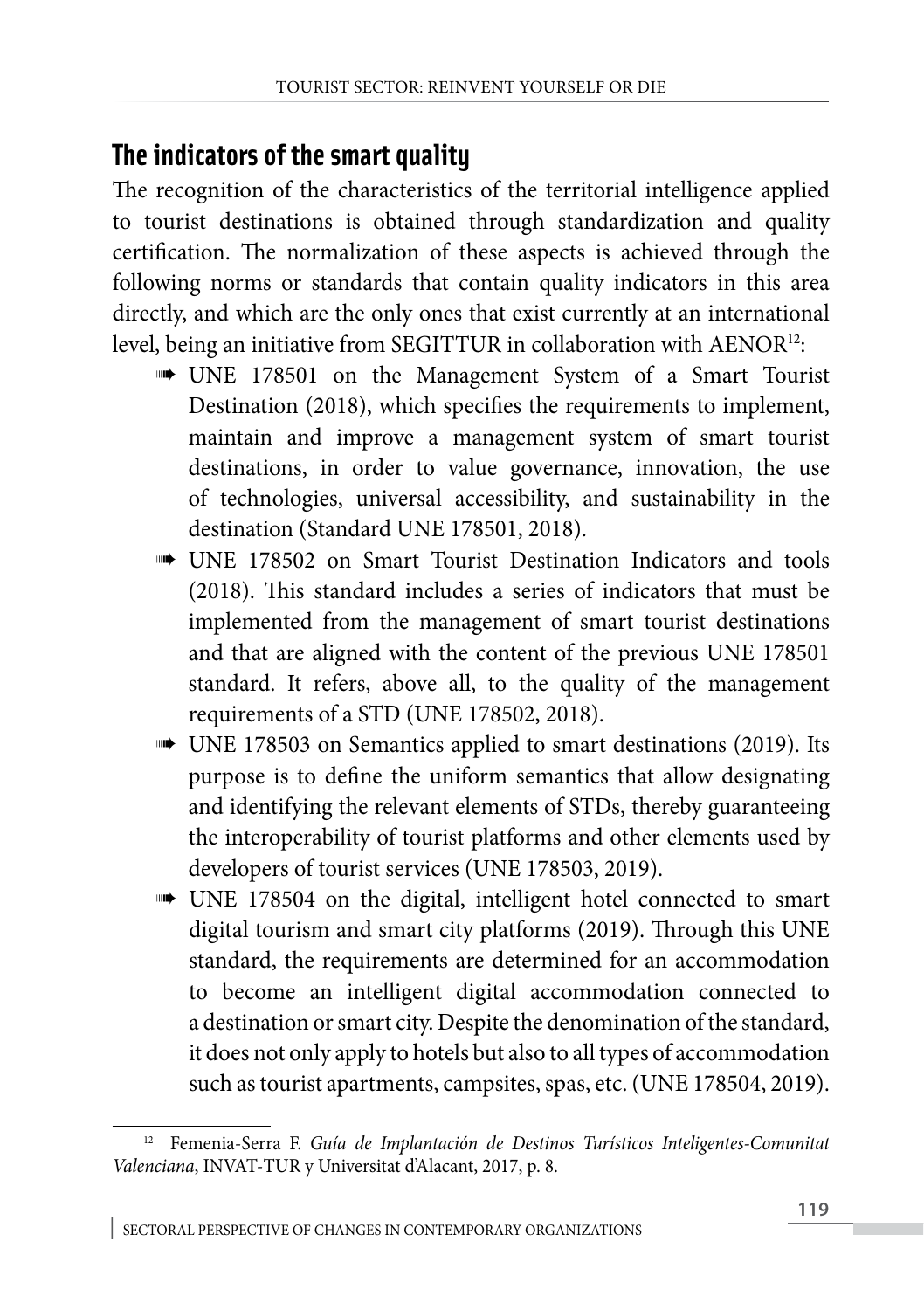## The indicators of the smart quality

The recognition of the characteristics of the territorial intelligence applied to tourist destinations is obtained through standardization and quality certification. The normalization of these aspects is achieved through the following norms or standards that contain quality indicators in this area directly, and which are the only ones that exist currently at an international level, being an initiative from SEGITTUR in collaboration with AENOR[12]:

- UNE 178501 on the Management System of a Smart Tourist Destination (2018), which specifies the requirements to implement, maintain and improve a management system of smart tourist destinations, in order to value governance, innovation, the use of technologies, universal accessibility, and sustainability in the destination (Standard UNE 178501, 2018).
- UNE 178502 on Smart Tourist Destination Indicators and tools (2018). This standard includes a series of indicators that must be implemented from the management of smart tourist destinations and that are aligned with the content of the previous UNE 178501 standard. It refers, above all, to the quality of the management requirements of a STD (UNE 178502, 2018).
- UNE 178503 on Semantics applied to smart destinations (2019). Its purpose is to define the uniform semantics that allow designating and identifying the relevant elements of STDs, thereby guaranteeing the interoperability of tourist platforms and other elements used by developers of tourist services (UNE 178503, 2019).
- UNE 178504 on the digital, intelligent hotel connected to smart digital tourism and smart city platforms (2019). Through this UNE standard, the requirements are determined for an accommodation to become an intelligent digital accommodation connected to a destination or smart city. Despite the denomination of the standard, it does not only apply to hotels but also to all types of accommodation such as tourist apartments, campsites, spas, etc. (UNE 178504, 2019).

[12] Femenia-Serra F. *Guía de Implantación de Destinos Turísticos Inteligentes-Comunitat Valenciana*, INVAT-TUR y Universitat d'Alacant, 2017, p. 8.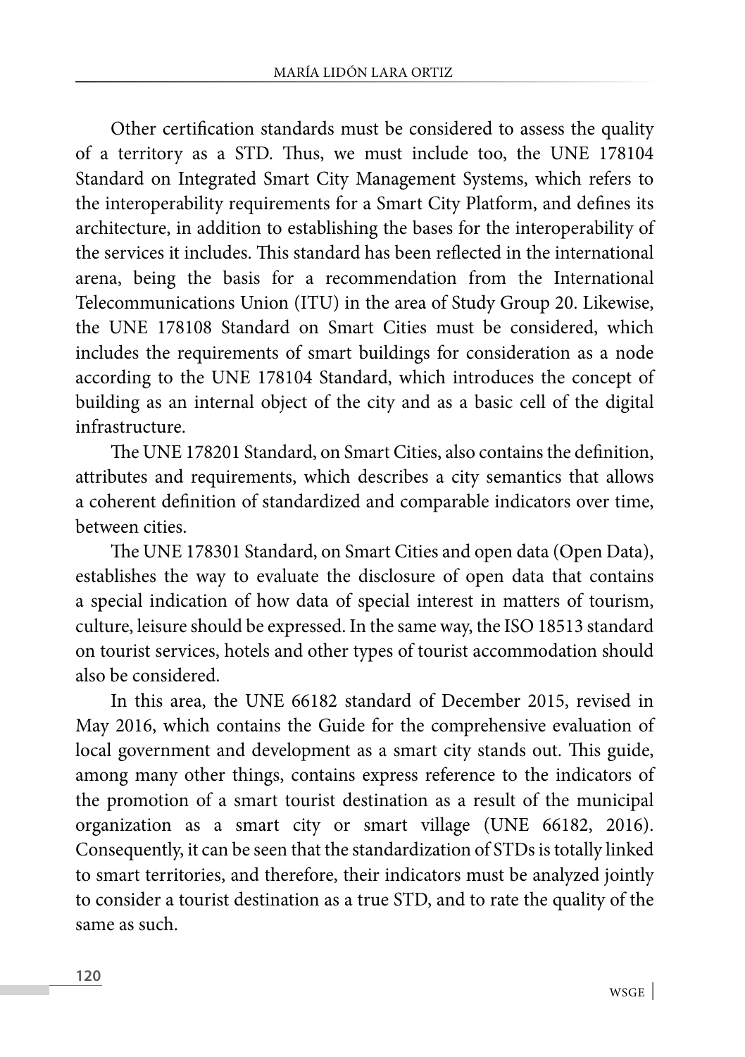Other certification standards must be considered to assess the quality of a territory as a STD. Thus, we must include too, the UNE 178104 Standard on Integrated Smart City Management Systems, which refers to the interoperability requirements for a Smart City Platform, and defines its architecture, in addition to establishing the bases for the interoperability of the services it includes. This standard has been reflected in the international arena, being the basis for a recommendation from the International Telecommunications Union (ITU) in the area of Study Group 20. Likewise, the UNE 178108 Standard on Smart Cities must be considered, which includes the requirements of smart buildings for consideration as a node according to the UNE 178104 Standard, which introduces the concept of building as an internal object of the city and as a basic cell of the digital infrastructure.

The UNE 178201 Standard, on Smart Cities, also contains the definition, attributes and requirements, which describes a city semantics that allows a coherent definition of standardized and comparable indicators over time, between cities.

The UNE 178301 Standard, on Smart Cities and open data (Open Data), establishes the way to evaluate the disclosure of open data that contains a special indication of how data of special interest in matters of tourism, culture, leisure should be expressed. In the same way, the ISO 18513 standard on tourist services, hotels and other types of tourist accommodation should also be considered.

In this area, the UNE 66182 standard of December 2015, revised in May 2016, which contains the Guide for the comprehensive evaluation of local government and development as a smart city stands out. This guide, among many other things, contains express reference to the indicators of the promotion of a smart tourist destination as a result of the municipal organization as a smart city or smart village (UNE 66182, 2016). Consequently, it can be seen that the standardization of STDs is totally linked to smart territories, and therefore, their indicators must be analyzed jointly to consider a tourist destination as a true STD, and to rate the quality of the same as such.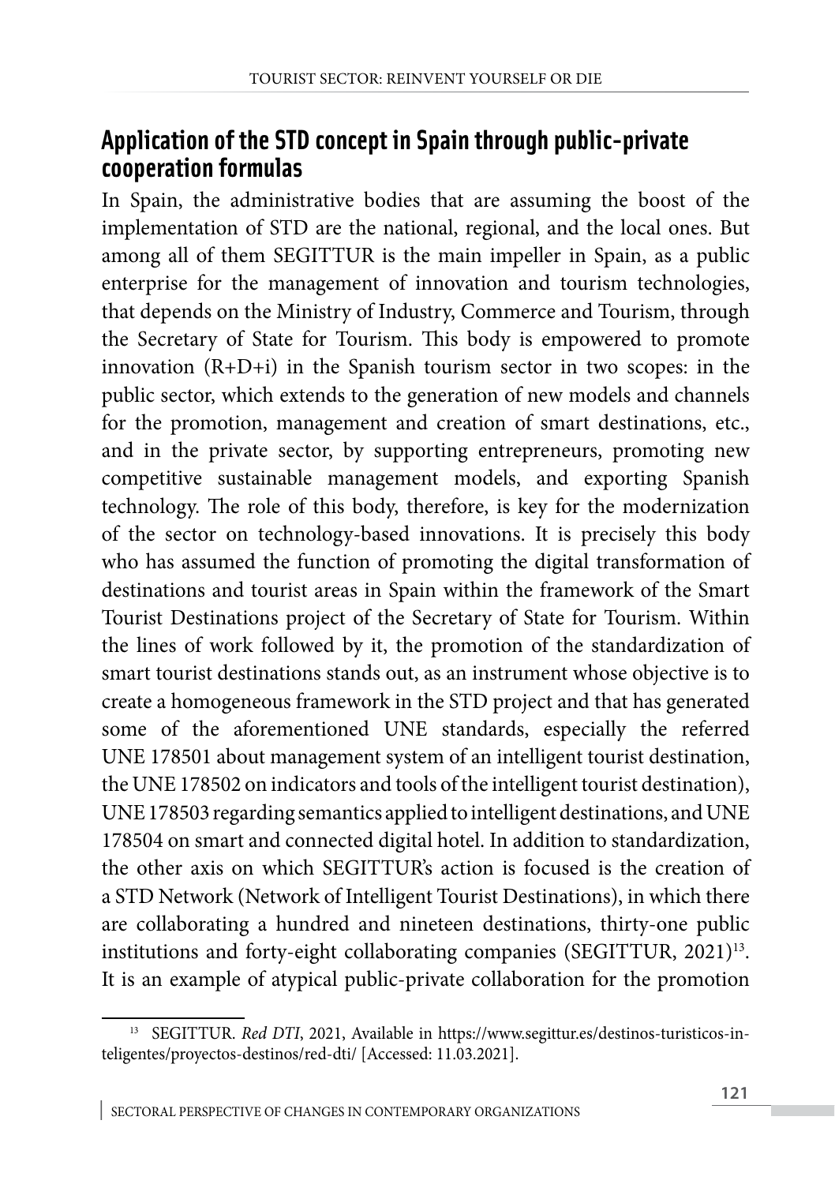## Application of the STD concept in Spain through public-private cooperation formulas

In Spain, the administrative bodies that are assuming the boost of the implementation of STD are the national, regional, and the local ones. But among all of them SEGITTUR is the main impeller in Spain, as a public enterprise for the management of innovation and tourism technologies, that depends on the Ministry of Industry, Commerce and Tourism, through the Secretary of State for Tourism. This body is empowered to promote innovation (R+D+i) in the Spanish tourism sector in two scopes: in the public sector, which extends to the generation of new models and channels for the promotion, management and creation of smart destinations, etc., and in the private sector, by supporting entrepreneurs, promoting new competitive sustainable management models, and exporting Spanish technology. The role of this body, therefore, is key for the modernization of the sector on technology-based innovations. It is precisely this body who has assumed the function of promoting the digital transformation of destinations and tourist areas in Spain within the framework of the Smart Tourist Destinations project of the Secretary of State for Tourism. Within the lines of work followed by it, the promotion of the standardization of smart tourist destinations stands out, as an instrument whose objective is to create a homogeneous framework in the STD project and that has generated some of the aforementioned UNE standards, especially the referred UNE 178501 about management system of an intelligent tourist destination, the UNE 178502 on indicators and tools of the intelligent tourist destination), UNE 178503 regarding semantics applied to intelligent destinations, and UNE 178504 on smart and connected digital hotel. In addition to standardization, the other axis on which SEGITTUR's action is focused is the creation of a STD Network (Network of Intelligent Tourist Destinations), in which there are collaborating a hundred and nineteen destinations, thirty-one public institutions and forty-eight collaborating companies (SEGITTUR, 2021)[13]. It is an example of atypical public-private collaboration for the promotion

[13] SEGITTUR. *Red DTI*, 2021, Available in https://www.segittur.es/destinos-turisticos-inteligentes/proyectos-destinos/red-dti/ [Accessed: 11.03.2021].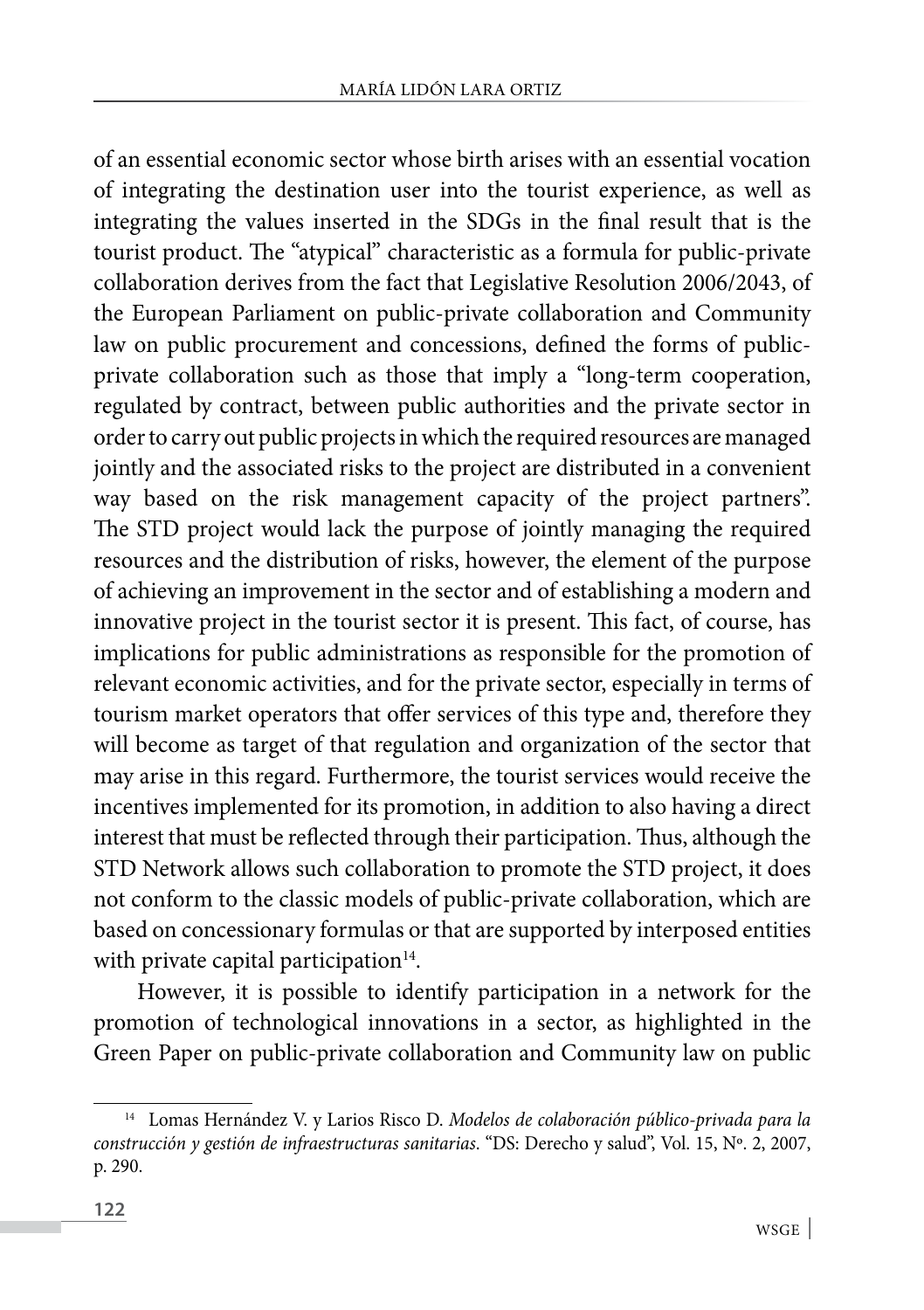of an essential economic sector whose birth arises with an essential vocation of integrating the destination user into the tourist experience, as well as integrating the values inserted in the SDGs in the final result that is the tourist product. The "atypical" characteristic as a formula for public-private collaboration derives from the fact that Legislative Resolution 2006/2043, of the European Parliament on public-private collaboration and Community law on public procurement and concessions, defined the forms of public-private collaboration such as those that imply a "long-term cooperation, regulated by contract, between public authorities and the private sector in order to carry out public projects in which the required resources are managed jointly and the associated risks to the project are distributed in a convenient way based on the risk management capacity of the project partners". The STD project would lack the purpose of jointly managing the required resources and the distribution of risks, however, the element of the purpose of achieving an improvement in the sector and of establishing a modern and innovative project in the tourist sector it is present. This fact, of course, has implications for public administrations as responsible for the promotion of relevant economic activities, and for the private sector, especially in terms of tourism market operators that offer services of this type and, therefore they will become as target of that regulation and organization of the sector that may arise in this regard. Furthermore, the tourist services would receive the incentives implemented for its promotion, in addition to also having a direct interest that must be reflected through their participation. Thus, although the STD Network allows such collaboration to promote the STD project, it does not conform to the classic models of public-private collaboration, which are based on concessionary formulas or that are supported by interposed entities with private capital participation[14].

However, it is possible to identify participation in a network for the promotion of technological innovations in a sector, as highlighted in the Green Paper on public-private collaboration and Community law on public

[14] Lomas Hernández V. y Larios Risco D. *Modelos de colaboración público-privada para la construcción y gestión de infraestructuras sanitarias*. "DS: Derecho y salud", Vol. 15, Nº. 2, 2007, p. 290.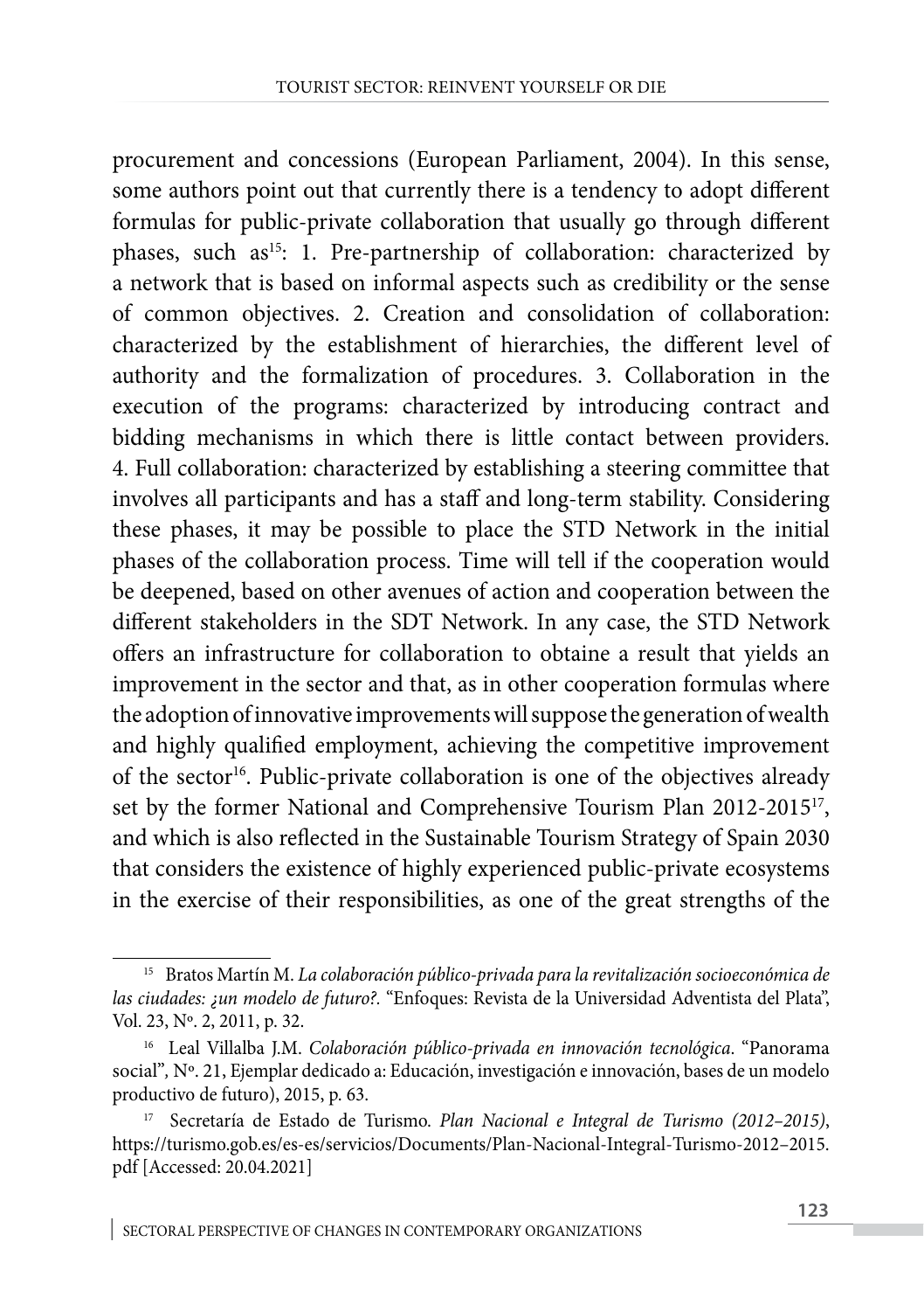procurement and concessions (European Parliament, 2004). In this sense, some authors point out that currently there is a tendency to adopt different formulas for public-private collaboration that usually go through different phases, such as[15]: 1. Pre-partnership of collaboration: characterized by a network that is based on informal aspects such as credibility or the sense of common objectives. 2. Creation and consolidation of collaboration: characterized by the establishment of hierarchies, the different level of authority and the formalization of procedures. 3. Collaboration in the execution of the programs: characterized by introducing contract and bidding mechanisms in which there is little contact between providers. 4. Full collaboration: characterized by establishing a steering committee that involves all participants and has a staff and long-term stability. Considering these phases, it may be possible to place the STD Network in the initial phases of the collaboration process. Time will tell if the cooperation would be deepened, based on other avenues of action and cooperation between the different stakeholders in the SDT Network. In any case, the STD Network offers an infrastructure for collaboration to obtaine a result that yields an improvement in the sector and that, as in other cooperation formulas where the adoption of innovative improvements will suppose the generation of wealth and highly qualified employment, achieving the competitive improvement of the sector[16]. Public-private collaboration is one of the objectives already set by the former National and Comprehensive Tourism Plan 2012-2015[17], and which is also reflected in the Sustainable Tourism Strategy of Spain 2030 that considers the existence of highly experienced public-private ecosystems in the exercise of their responsibilities, as one of the great strengths of the

---

[15] Bratos Martín M. *La colaboración público-privada para la revitalización socioeconómica de las ciudades: ¿un modelo de futuro?*. "Enfoques: Revista de la Universidad Adventista del Plata", Vol. 23, Nº. 2, 2011, p. 32.

[16] Leal Villalba J.M. *Colaboración público-privada en innovación tecnológica*. "Panorama social", Nº. 21, Ejemplar dedicado a: Educación, investigación e innovación, bases de un modelo productivo de futuro), 2015, p. 63.

[17] Secretaría de Estado de Turismo. *Plan Nacional e Integral de Turismo (2012–2015)*, https://turismo.gob.es/es-es/servicios/Documents/Plan-Nacional-Integral-Turismo-2012–2015.pdf [Accessed: 20.04.2021]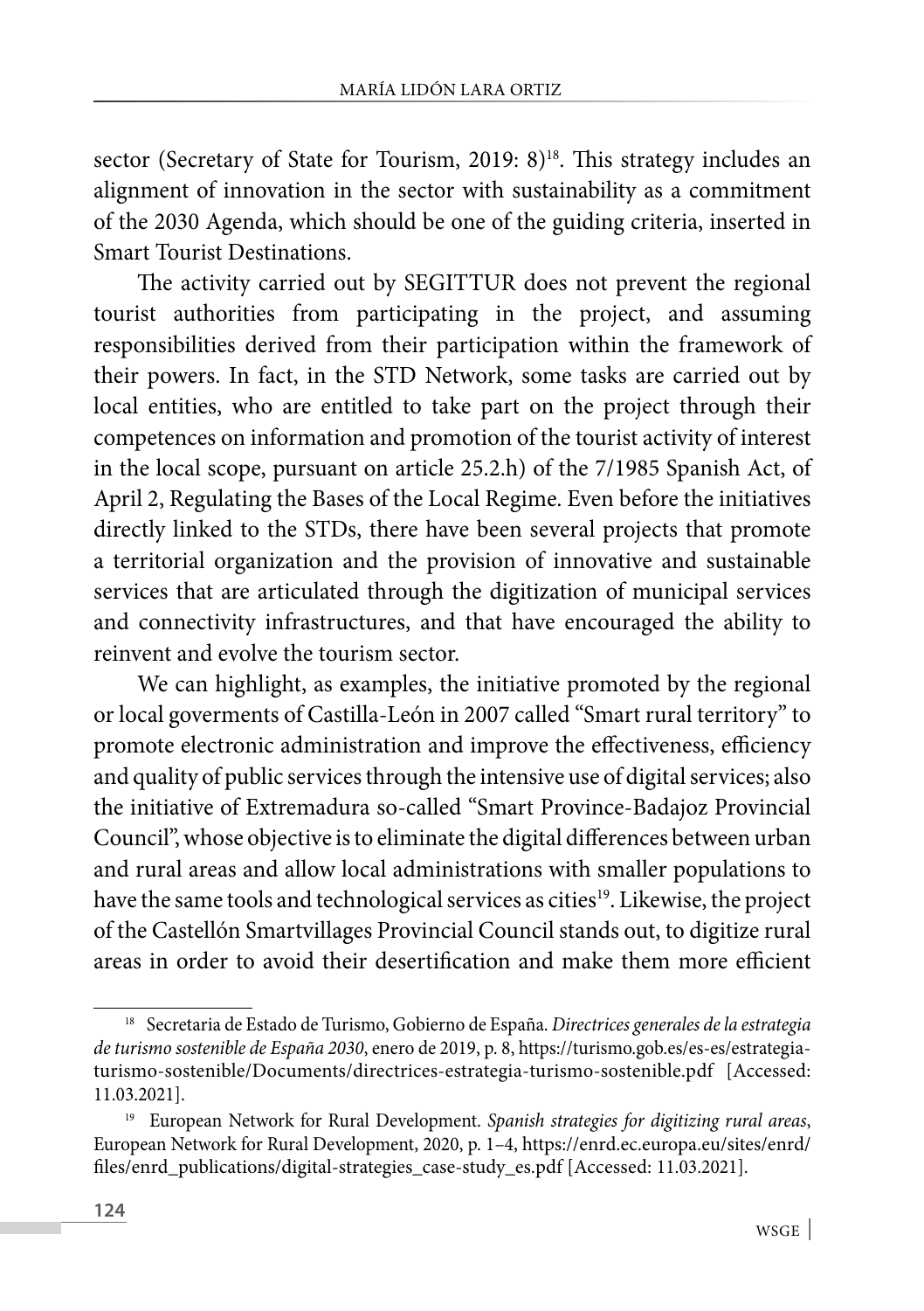sector (Secretary of State for Tourism, 2019: 8)[18]. This strategy includes an alignment of innovation in the sector with sustainability as a commitment of the 2030 Agenda, which should be one of the guiding criteria, inserted in Smart Tourist Destinations.

The activity carried out by SEGITTUR does not prevent the regional tourist authorities from participating in the project, and assuming responsibilities derived from their participation within the framework of their powers. In fact, in the STD Network, some tasks are carried out by local entities, who are entitled to take part on the project through their competences on information and promotion of the tourist activity of interest in the local scope, pursuant on article 25.2.h) of the 7/1985 Spanish Act, of April 2, Regulating the Bases of the Local Regime. Even before the initiatives directly linked to the STDs, there have been several projects that promote a territorial organization and the provision of innovative and sustainable services that are articulated through the digitization of municipal services and connectivity infrastructures, and that have encouraged the ability to reinvent and evolve the tourism sector.

We can highlight, as examples, the initiative promoted by the regional or local goverments of Castilla-León in 2007 called "Smart rural territory" to promote electronic administration and improve the effectiveness, efficiency and quality of public services through the intensive use of digital services; also the initiative of Extremadura so-called "Smart Province-Badajoz Provincial Council", whose objective is to eliminate the digital differences between urban and rural areas and allow local administrations with smaller populations to have the same tools and technological services as cities[19]. Likewise, the project of the Castellón Smartvillages Provincial Council stands out, to digitize rural areas in order to avoid their desertification and make them more efficient

---

[18] Secretaria de Estado de Turismo, Gobierno de España. *Directrices generales de la estrategia de turismo sostenible de España 2030*, enero de 2019, p. 8, https://turismo.gob.es/es-es/estrategia-turismo-sostenible/Documents/directrices-estrategia-turismo-sostenible.pdf [Accessed: 11.03.2021].

[19] European Network for Rural Development. *Spanish strategies for digitizing rural areas*, European Network for Rural Development, 2020, p. 1–4, https://enrd.ec.europa.eu/sites/enrd/files/enrd_publications/digital-strategies_case-study_es.pdf [Accessed: 11.03.2021].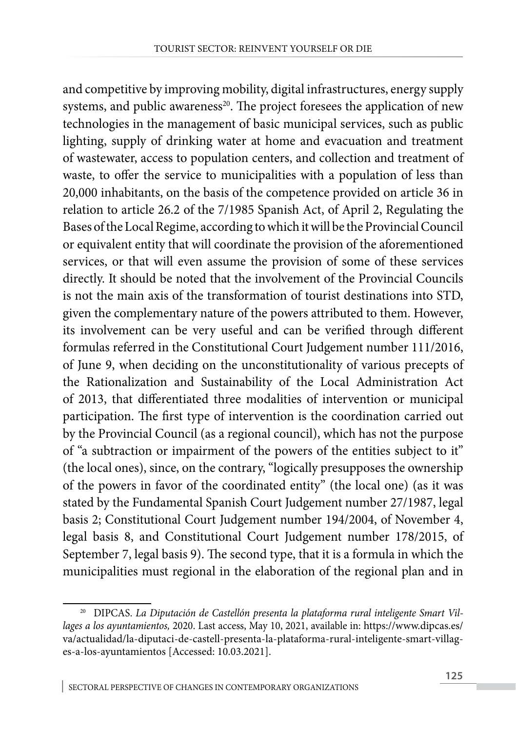and competitive by improving mobility, digital infrastructures, energy supply systems, and public awareness[20]. The project foresees the application of new technologies in the management of basic municipal services, such as public lighting, supply of drinking water at home and evacuation and treatment of wastewater, access to population centers, and collection and treatment of waste, to offer the service to municipalities with a population of less than 20,000 inhabitants, on the basis of the competence provided on article 36 in relation to article 26.2 of the 7/1985 Spanish Act, of April 2, Regulating the Bases of the Local Regime, according to which it will be the Provincial Council or equivalent entity that will coordinate the provision of the aforementioned services, or that will even assume the provision of some of these services directly. It should be noted that the involvement of the Provincial Councils is not the main axis of the transformation of tourist destinations into STD, given the complementary nature of the powers attributed to them. However, its involvement can be very useful and can be verified through different formulas referred in the Constitutional Court Judgement number 111/2016, of June 9, when deciding on the unconstitutionality of various precepts of the Rationalization and Sustainability of the Local Administration Act of 2013, that differentiated three modalities of intervention or municipal participation. The first type of intervention is the coordination carried out by the Provincial Council (as a regional council), which has not the purpose of "a subtraction or impairment of the powers of the entities subject to it" (the local ones), since, on the contrary, "logically presupposes the ownership of the powers in favor of the coordinated entity" (the local one) (as it was stated by the Fundamental Spanish Court Judgement number 27/1987, legal basis 2; Constitutional Court Judgement number 194/2004, of November 4, legal basis 8, and Constitutional Court Judgement number 178/2015, of September 7, legal basis 9). The second type, that it is a formula in which the municipalities must regional in the elaboration of the regional plan and in

[20] DIPCAS. *La Diputación de Castellón presenta la plataforma rural inteligente Smart Villages a los ayuntamientos,* 2020. Last access, May 10, 2021, available in: https://www.dipcas.es/va/actualidad/la-diputaci-de-castell-presenta-la-plataforma-rural-inteligente-smart-villages-a-los-ayuntamientos [Accessed: 10.03.2021].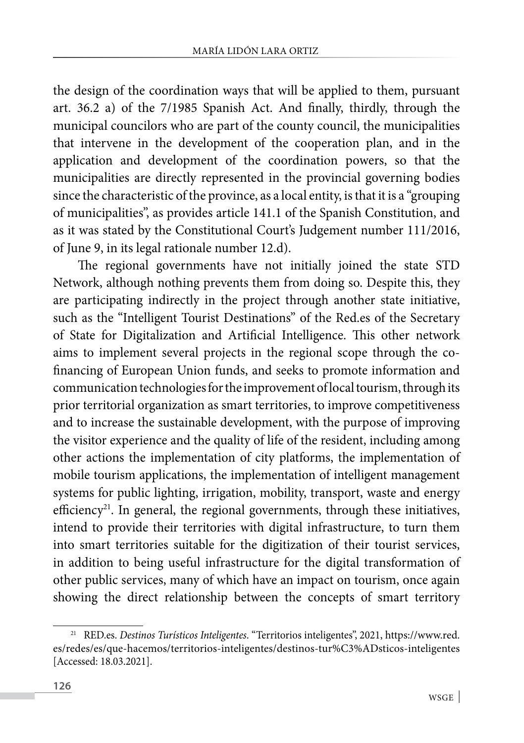the design of the coordination ways that will be applied to them, pursuant art. 36.2 a) of the 7/1985 Spanish Act. And finally, thirdly, through the municipal councilors who are part of the county council, the municipalities that intervene in the development of the cooperation plan, and in the application and development of the coordination powers, so that the municipalities are directly represented in the provincial governing bodies since the characteristic of the province, as a local entity, is that it is a "grouping of municipalities", as provides article 141.1 of the Spanish Constitution, and as it was stated by the Constitutional Court's Judgement number 111/2016, of June 9, in its legal rationale number 12.d).

The regional governments have not initially joined the state STD Network, although nothing prevents them from doing so. Despite this, they are participating indirectly in the project through another state initiative, such as the "Intelligent Tourist Destinations" of the Red.es of the Secretary of State for Digitalization and Artificial Intelligence. This other network aims to implement several projects in the regional scope through the co-financing of European Union funds, and seeks to promote information and communication technologies for the improvement of local tourism, through its prior territorial organization as smart territories, to improve competitiveness and to increase the sustainable development, with the purpose of improving the visitor experience and the quality of life of the resident, including among other actions the implementation of city platforms, the implementation of mobile tourism applications, the implementation of intelligent management systems for public lighting, irrigation, mobility, transport, waste and energy efficiency[21]. In general, the regional governments, through these initiatives, intend to provide their territories with digital infrastructure, to turn them into smart territories suitable for the digitization of their tourist services, in addition to being useful infrastructure for the digital transformation of other public services, many of which have an impact on tourism, once again showing the direct relationship between the concepts of smart territory

---

[21] RED.es. *Destinos Turísticos Inteligentes*. "Territorios inteligentes", 2021, https://www.red.es/redes/es/que-hacemos/territorios-inteligentes/destinos-tur%C3%ADsticos-inteligentes [Accessed: 18.03.2021].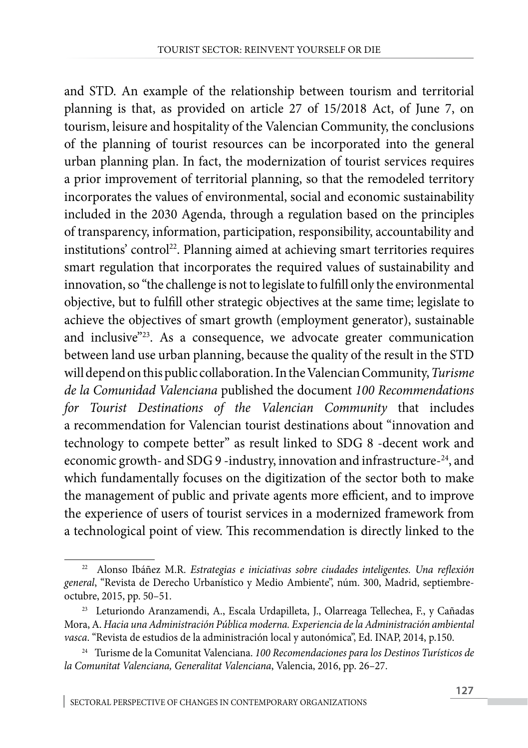and STD. An example of the relationship between tourism and territorial planning is that, as provided on article 27 of 15/2018 Act, of June 7, on tourism, leisure and hospitality of the Valencian Community, the conclusions of the planning of tourist resources can be incorporated into the general urban planning plan. In fact, the modernization of tourist services requires a prior improvement of territorial planning, so that the remodeled territory incorporates the values of environmental, social and economic sustainability included in the 2030 Agenda, through a regulation based on the principles of transparency, information, participation, responsibility, accountability and institutions' control[22]. Planning aimed at achieving smart territories requires smart regulation that incorporates the required values of sustainability and innovation, so "the challenge is not to legislate to fulfill only the environmental objective, but to fulfill other strategic objectives at the same time; legislate to achieve the objectives of smart growth (employment generator), sustainable and inclusive"[23]. As a consequence, we advocate greater communication between land use urban planning, because the quality of the result in the STD will depend on this public collaboration. In the Valencian Community, *Turisme de la Comunidad Valenciana* published the document *100 Recommendations for Tourist Destinations of the Valencian Community* that includes a recommendation for Valencian tourist destinations about "innovation and technology to compete better" as result linked to SDG 8 -decent work and economic growth- and SDG 9 -industry, innovation and infrastructure-[24], and which fundamentally focuses on the digitization of the sector both to make the management of public and private agents more efficient, and to improve the experience of users of tourist services in a modernized framework from a technological point of view. This recommendation is directly linked to the

---

[22] Alonso Ibáñez M.R. *Estrategias e iniciativas sobre ciudades inteligentes. Una reflexión general*, "Revista de Derecho Urbanístico y Medio Ambiente", núm. 300, Madrid, septiembre-octubre, 2015, pp. 50–51.

[23] Leturiondo Aranzamendi, A., Escala Urdapilleta, J., Olarreaga Tellechea, F., y Cañadas Mora, A. *Hacia una Administración Pública moderna. Experiencia de la Administración ambiental vasca*. "Revista de estudios de la administración local y autonómica", Ed. INAP, 2014, p.150.

[24] Turisme de la Comunitat Valenciana. *100 Recomendaciones para los Destinos Turísticos de la Comunitat Valenciana, Generalitat Valenciana*, Valencia, 2016, pp. 26–27.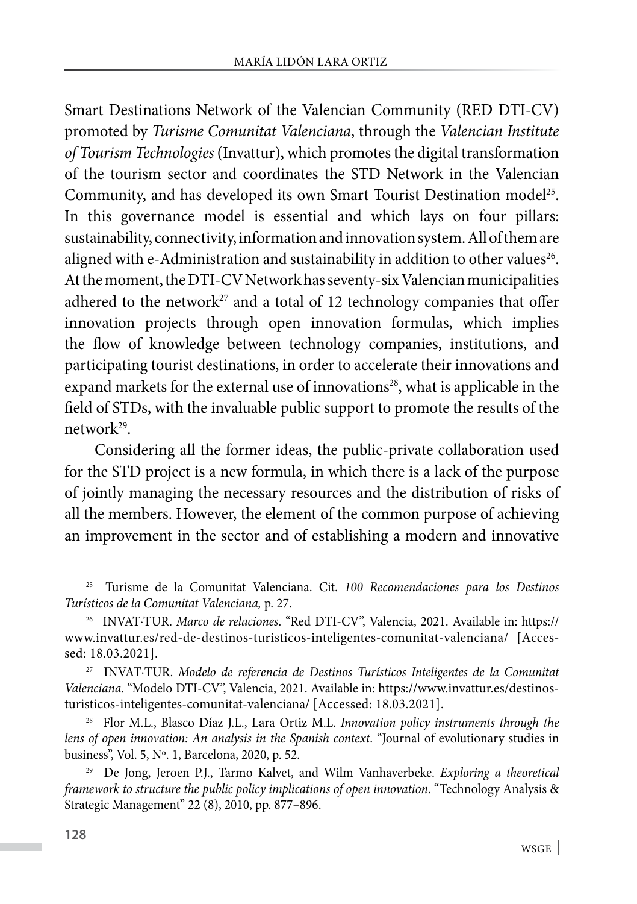Smart Destinations Network of the Valencian Community (RED DTI-CV) promoted by *Turisme Comunitat Valenciana*, through the *Valencian Institute of Tourism Technologies* (Invattur), which promotes the digital transformation of the tourism sector and coordinates the STD Network in the Valencian Community, and has developed its own Smart Tourist Destination model[25]. In this governance model is essential and which lays on four pillars: sustainability, connectivity, information and innovation system. All of them are aligned with e-Administration and sustainability in addition to other values[26]. At the moment, the DTI-CV Network has seventy-six Valencian municipalities adhered to the network[27] and a total of 12 technology companies that offer innovation projects through open innovation formulas, which implies the flow of knowledge between technology companies, institutions, and participating tourist destinations, in order to accelerate their innovations and expand markets for the external use of innovations[28], what is applicable in the field of STDs, with the invaluable public support to promote the results of the network[29].

Considering all the former ideas, the public-private collaboration used for the STD project is a new formula, in which there is a lack of the purpose of jointly managing the necessary resources and the distribution of risks of all the members. However, the element of the common purpose of achieving an improvement in the sector and of establishing a modern and innovative

---

[25] Turisme de la Comunitat Valenciana. Cit. *100 Recomendaciones para los Destinos Turísticos de la Comunitat Valenciana,* p. 27.

[26] INVAT·TUR. *Marco de relaciones*. "Red DTI-CV", Valencia, 2021. Available in: https://www.invattur.es/red-de-destinos-turisticos-inteligentes-comunitat-valenciana/ [Accessed: 18.03.2021].

[27] INVAT·TUR. *Modelo de referencia de Destinos Turísticos Inteligentes de la Comunitat Valenciana*. "Modelo DTI-CV", Valencia, 2021. Available in: https://www.invattur.es/destinos-turisticos-inteligentes-comunitat-valenciana/ [Accessed: 18.03.2021].

[28] Flor M.L., Blasco Díaz J.L., Lara Ortiz M.L. *Innovation policy instruments through the lens of open innovation: An analysis in the Spanish context*. "Journal of evolutionary studies in business", Vol. 5, Nº. 1, Barcelona, 2020, p. 52.

[29] De Jong, Jeroen P.J., Tarmo Kalvet, and Wilm Vanhaverbeke. *Exploring a theoretical framework to structure the public policy implications of open innovation*. "Technology Analysis & Strategic Management" 22 (8), 2010, pp. 877–896.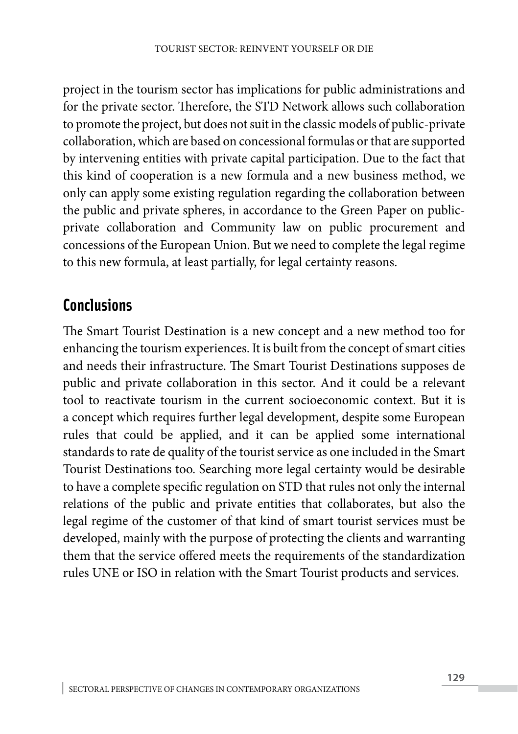project in the tourism sector has implications for public administrations and for the private sector. Therefore, the STD Network allows such collaboration to promote the project, but does not suit in the classic models of public-private collaboration, which are based on concessional formulas or that are supported by intervening entities with private capital participation. Due to the fact that this kind of cooperation is a new formula and a new business method, we only can apply some existing regulation regarding the collaboration between the public and private spheres, in accordance to the Green Paper on public-private collaboration and Community law on public procurement and concessions of the European Union. But we need to complete the legal regime to this new formula, at least partially, for legal certainty reasons.

## Conclusions

The Smart Tourist Destination is a new concept and a new method too for enhancing the tourism experiences. It is built from the concept of smart cities and needs their infrastructure. The Smart Tourist Destinations supposes de public and private collaboration in this sector. And it could be a relevant tool to reactivate tourism in the current socioeconomic context. But it is a concept which requires further legal development, despite some European rules that could be applied, and it can be applied some international standards to rate de quality of the tourist service as one included in the Smart Tourist Destinations too. Searching more legal certainty would be desirable to have a complete specific regulation on STD that rules not only the internal relations of the public and private entities that collaborates, but also the legal regime of the customer of that kind of smart tourist services must be developed, mainly with the purpose of protecting the clients and warranting them that the service offered meets the requirements of the standardization rules UNE or ISO in relation with the Smart Tourist products and services.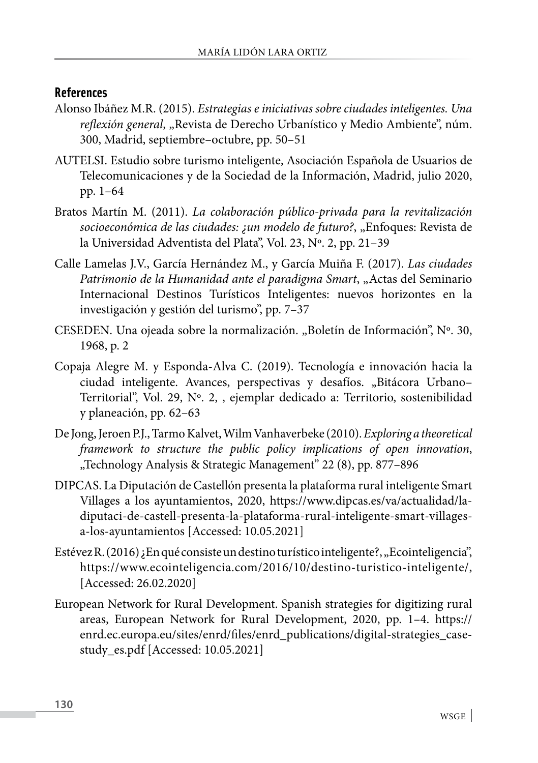## References

Alonso Ibáñez M.R. (2015). *Estrategias e iniciativas sobre ciudades inteligentes. Una reflexión general*, „Revista de Derecho Urbanístico y Medio Ambiente", núm. 300, Madrid, septiembre–octubre, pp. 50–51

AUTELSI. Estudio sobre turismo inteligente, Asociación Española de Usuarios de Telecomunicaciones y de la Sociedad de la Información, Madrid, julio 2020, pp. 1–64

Bratos Martín M. (2011). *La colaboración público-privada para la revitalización socioeconómica de las ciudades: ¿un modelo de futuro?*, „Enfoques: Revista de la Universidad Adventista del Plata", Vol. 23, Nº. 2, pp. 21–39

Calle Lamelas J.V., García Hernández M., y García Muiña F. (2017). *Las ciudades Patrimonio de la Humanidad ante el paradigma Smart*, „Actas del Seminario Internacional Destinos Turísticos Inteligentes: nuevos horizontes en la investigación y gestión del turismo", pp. 7–37

CESEDEN. Una ojeada sobre la normalización. „Boletín de Información", Nº. 30, 1968, p. 2

Copaja Alegre M. y Esponda-Alva C. (2019). Tecnología e innovación hacia la ciudad inteligente. Avances, perspectivas y desafíos. „Bitácora Urbano–Territorial", Vol. 29, Nº. 2, , ejemplar dedicado a: Territorio, sostenibilidad y planeación, pp. 62–63

De Jong, Jeroen P.J., Tarmo Kalvet, Wilm Vanhaverbeke (2010). *Exploring a theoretical framework to structure the public policy implications of open innovation*, „Technology Analysis & Strategic Management" 22 (8), pp. 877–896

DIPCAS. La Diputación de Castellón presenta la plataforma rural inteligente Smart Villages a los ayuntamientos, 2020, https://www.dipcas.es/va/actualidad/la-diputaci-de-castell-presenta-la-plataforma-rural-inteligente-smart-villages-a-los-ayuntamientos [Accessed: 10.05.2021]

Estévez R. (2016) ¿En qué consiste un destino turístico inteligente?, „Ecointeligencia", https://www.ecointeligencia.com/2016/10/destino-turistico-inteligente/, [Accessed: 26.02.2020]

European Network for Rural Development. Spanish strategies for digitizing rural areas, European Network for Rural Development, 2020, pp. 1–4. https://enrd.ec.europa.eu/sites/enrd/files/enrd_publications/digital-strategies_case-study_es.pdf [Accessed: 10.05.2021]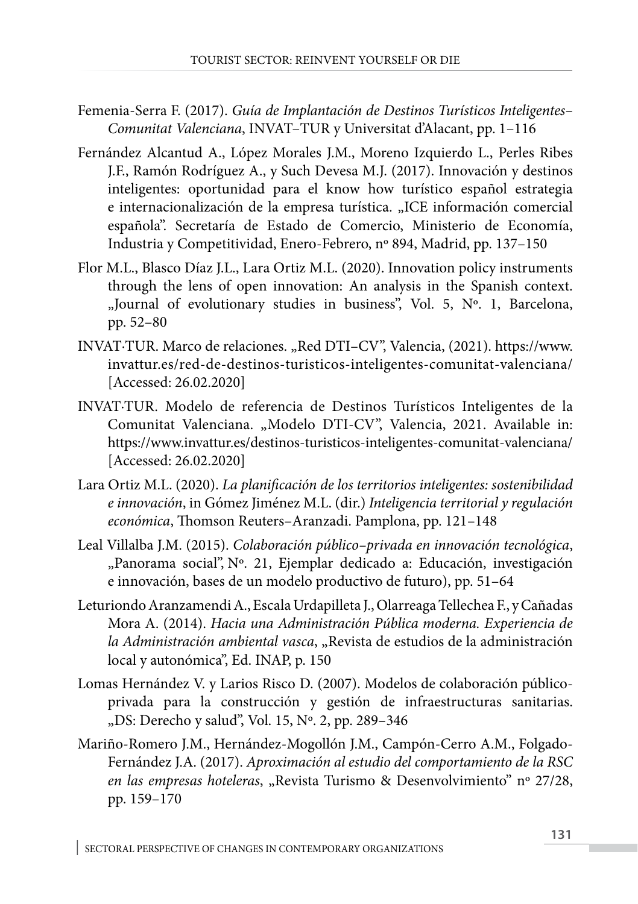Femenia-Serra F. (2017). *Guía de Implantación de Destinos Turísticos Inteligentes– Comunitat Valenciana*, INVAT–TUR y Universitat d'Alacant, pp. 1–116

Fernández Alcantud A., López Morales J.M., Moreno Izquierdo L., Perles Ribes J.F., Ramón Rodríguez A., y Such Devesa M.J. (2017). Innovación y destinos inteligentes: oportunidad para el know how turístico español estrategia e internacionalización de la empresa turística. „ICE información comercial española". Secretaría de Estado de Comercio, Ministerio de Economía, Industria y Competitividad, Enero-Febrero, nº 894, Madrid, pp. 137–150

Flor M.L., Blasco Díaz J.L., Lara Ortiz M.L. (2020). Innovation policy instruments through the lens of open innovation: An analysis in the Spanish context. „Journal of evolutionary studies in business", Vol. 5, Nº. 1, Barcelona, pp. 52–80

INVAT·TUR. Marco de relaciones. „Red DTI–CV", Valencia, (2021). https://www.invattur.es/red-de-destinos-turisticos-inteligentes-comunitat-valenciana/ [Accessed: 26.02.2020]

INVAT·TUR. Modelo de referencia de Destinos Turísticos Inteligentes de la Comunitat Valenciana. „Modelo DTI-CV", Valencia, 2021. Available in: https://www.invattur.es/destinos-turisticos-inteligentes-comunitat-valenciana/ [Accessed: 26.02.2020]

Lara Ortiz M.L. (2020). *La planificación de los territorios inteligentes: sostenibilidad e innovación*, in Gómez Jiménez M.L. (dir.) *Inteligencia territorial y regulación económica*, Thomson Reuters–Aranzadi. Pamplona, pp. 121–148

Leal Villalba J.M. (2015). *Colaboración público–privada en innovación tecnológica*, „Panorama social", Nº. 21, Ejemplar dedicado a: Educación, investigación e innovación, bases de un modelo productivo de futuro), pp. 51–64

Leturiondo Aranzamendi A., Escala Urdapilleta J., Olarreaga Tellechea F., y Cañadas Mora A. (2014). *Hacia una Administración Pública moderna. Experiencia de la Administración ambiental vasca*, „Revista de estudios de la administración local y autonómica", Ed. INAP, p. 150

Lomas Hernández V. y Larios Risco D. (2007). Modelos de colaboración público-privada para la construcción y gestión de infraestructuras sanitarias. „DS: Derecho y salud", Vol. 15, Nº. 2, pp. 289–346

Mariño-Romero J.M., Hernández-Mogollón J.M., Campón-Cerro A.M., Folgado-Fernández J.A. (2017). *Aproximación al estudio del comportamiento de la RSC en las empresas hoteleras*, „Revista Turismo & Desenvolvimiento" nº 27/28, pp. 159–170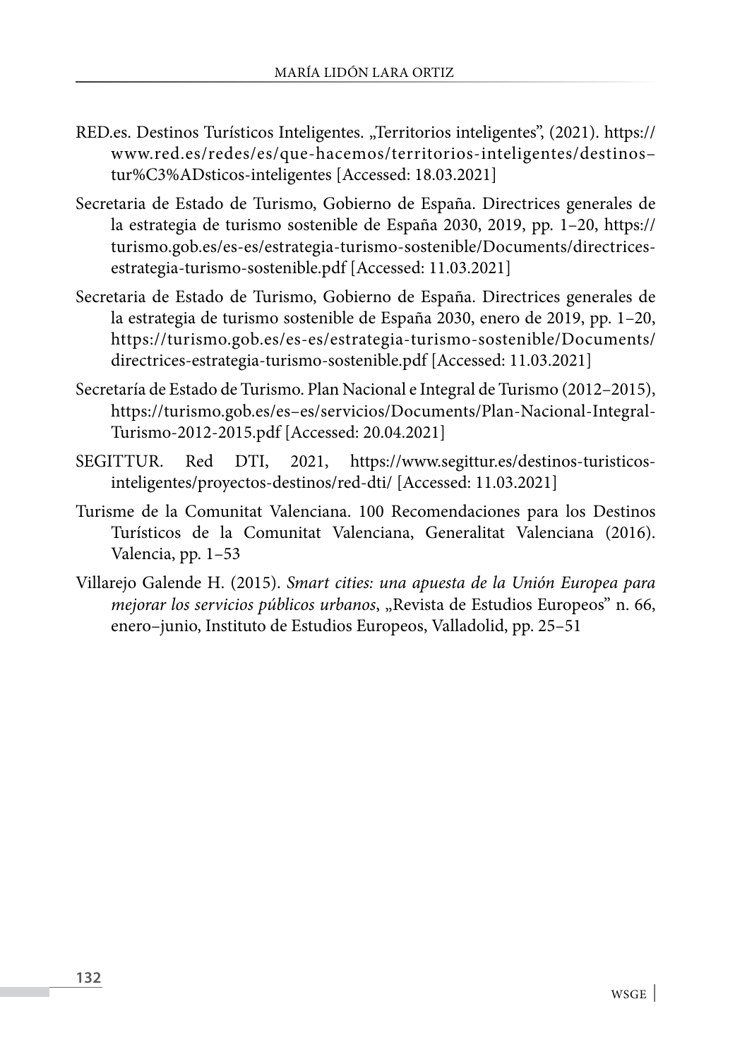RED.es. Destinos Turísticos Inteligentes. „Territorios inteligentes", (2021). https://www.red.es/redes/es/que-hacemos/territorios-inteligentes/destinos–tur%C3%ADsticos-inteligentes [Accessed: 18.03.2021]

Secretaria de Estado de Turismo, Gobierno de España. Directrices generales de la estrategia de turismo sostenible de España 2030, 2019, pp. 1–20, https://turismo.gob.es/es-es/estrategia-turismo-sostenible/Documents/directrices-estrategia-turismo-sostenible.pdf [Accessed: 11.03.2021]

Secretaria de Estado de Turismo, Gobierno de España. Directrices generales de la estrategia de turismo sostenible de España 2030, enero de 2019, pp. 1–20, https://turismo.gob.es/es-es/estrategia-turismo-sostenible/Documents/directrices-estrategia-turismo-sostenible.pdf [Accessed: 11.03.2021]

Secretaría de Estado de Turismo. Plan Nacional e Integral de Turismo (2012–2015), https://turismo.gob.es/es–es/servicios/Documents/Plan-Nacional-Integral-Turismo-2012-2015.pdf [Accessed: 20.04.2021]

SEGITTUR. Red DTI, 2021, https://www.segittur.es/destinos-turisticos-inteligentes/proyectos-destinos/red-dti/ [Accessed: 11.03.2021]

Turisme de la Comunitat Valenciana. 100 Recomendaciones para los Destinos Turísticos de la Comunitat Valenciana, Generalitat Valenciana (2016). Valencia, pp. 1–53

Villarejo Galende H. (2015). *Smart cities: una apuesta de la Unión Europea para mejorar los servicios públicos urbanos*, „Revista de Estudios Europeos" n. 66, enero–junio, Instituto de Estudios Europeos, Valladolid, pp. 25–51